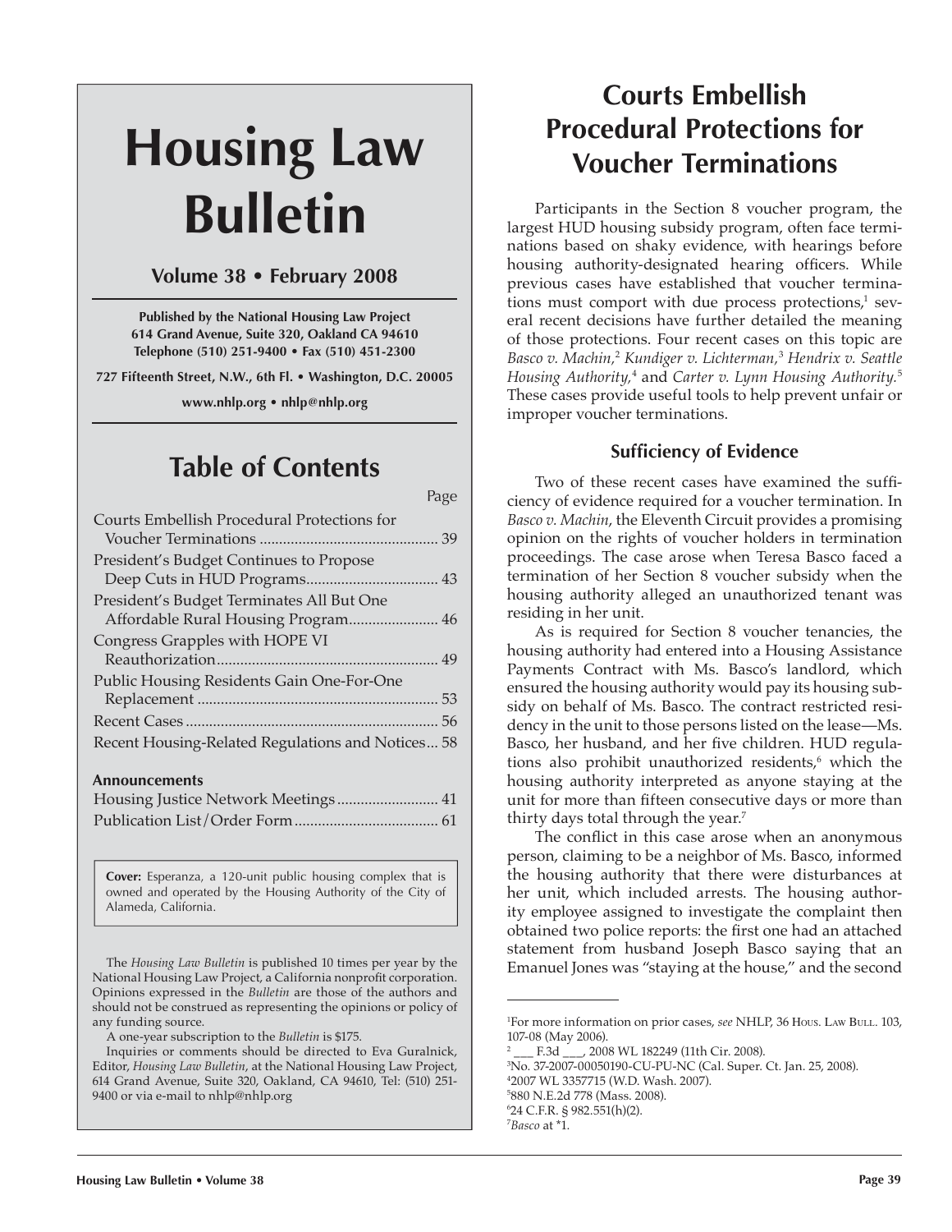# Housing Law Bulletin

**Volume 38 • February 2008**

**Published by the National Housing Law Project**
**614 Grand Avenue, Suite 320, Oakland CA 94610**
**Telephone (510) 251-9400 • Fax (510) 451-2300**

**727 Fifteenth Street, N.W., 6th Fl. • Washington, D.C. 20005**

**www.nhlp.org • nhlp@nhlp.org**

## Table of Contents

| | Page |
|---|---|
| Courts Embellish Procedural Protections for Voucher Terminations | 39 |
| President's Budget Continues to Propose Deep Cuts in HUD Programs | 43 |
| President's Budget Terminates All But One Affordable Rural Housing Program | 46 |
| Congress Grapples with HOPE VI Reauthorization | 49 |
| Public Housing Residents Gain One-For-One Replacement | 53 |
| Recent Cases | 56 |
| Recent Housing-Related Regulations and Notices | 58 |

**Announcements**

| | |
|---|---|
| Housing Justice Network Meetings | 41 |
| Publication List/Order Form | 61 |

**Cover:** Esperanza, a 120-unit public housing complex that is owned and operated by the Housing Authority of the City of Alameda, California.

The *Housing Law Bulletin* is published 10 times per year by the National Housing Law Project, a California nonprofit corporation. Opinions expressed in the *Bulletin* are those of the authors and should not be construed as representing the opinions or policy of any funding source.

A one-year subscription to the *Bulletin* is $175.

Inquiries or comments should be directed to Eva Guralnick, Editor, *Housing Law Bulletin*, at the National Housing Law Project, 614 Grand Avenue, Suite 320, Oakland, CA 94610, Tel: (510) 251-9400 or via e-mail to nhlp@nhlp.org

# Courts Embellish Procedural Protections for Voucher Terminations

Participants in the Section 8 voucher program, the largest HUD housing subsidy program, often face terminations based on shaky evidence, with hearings before housing authority-designated hearing officers. While previous cases have established that voucher terminations must comport with due process protections,[1] several recent decisions have further detailed the meaning of those protections. Four recent cases on this topic are *Basco v. Machin,*[2] *Kundiger v. Lichterman,*[3] *Hendrix v. Seattle Housing Authority,*[4] and *Carter v. Lynn Housing Authority.*[5] These cases provide useful tools to help prevent unfair or improper voucher terminations.

### Sufficiency of Evidence

Two of these recent cases have examined the sufficiency of evidence required for a voucher termination. In *Basco v. Machin*, the Eleventh Circuit provides a promising opinion on the rights of voucher holders in termination proceedings. The case arose when Teresa Basco faced a termination of her Section 8 voucher subsidy when the housing authority alleged an unauthorized tenant was residing in her unit.

As is required for Section 8 voucher tenancies, the housing authority had entered into a Housing Assistance Payments Contract with Ms. Basco's landlord, which ensured the housing authority would pay its housing subsidy on behalf of Ms. Basco. The contract restricted residency in the unit to those persons listed on the lease—Ms. Basco, her husband, and her five children. HUD regulations also prohibit unauthorized residents,[6] which the housing authority interpreted as anyone staying at the unit for more than fifteen consecutive days or more than thirty days total through the year.[7]

The conflict in this case arose when an anonymous person, claiming to be a neighbor of Ms. Basco, informed the housing authority that there were disturbances at her unit, which included arrests. The housing authority employee assigned to investigate the complaint then obtained two police reports: the first one had an attached statement from husband Joseph Basco saying that an Emanuel Jones was "staying at the house," and the second

---

[1] For more information on prior cases, *see* NHLP, 36 Hous. Law Bull. 103, 107-08 (May 2006).

[2] ___ F.3d ___, 2008 WL 182249 (11th Cir. 2008).

[3] No. 37-2007-00050190-CU-PU-NC (Cal. Super. Ct. Jan. 25, 2008).

[4] 2007 WL 3357715 (W.D. Wash. 2007).

[5] 880 N.E.2d 778 (Mass. 2008).

[6] 24 C.F.R. § 982.551(h)(2).

[7] *Basco* at *1.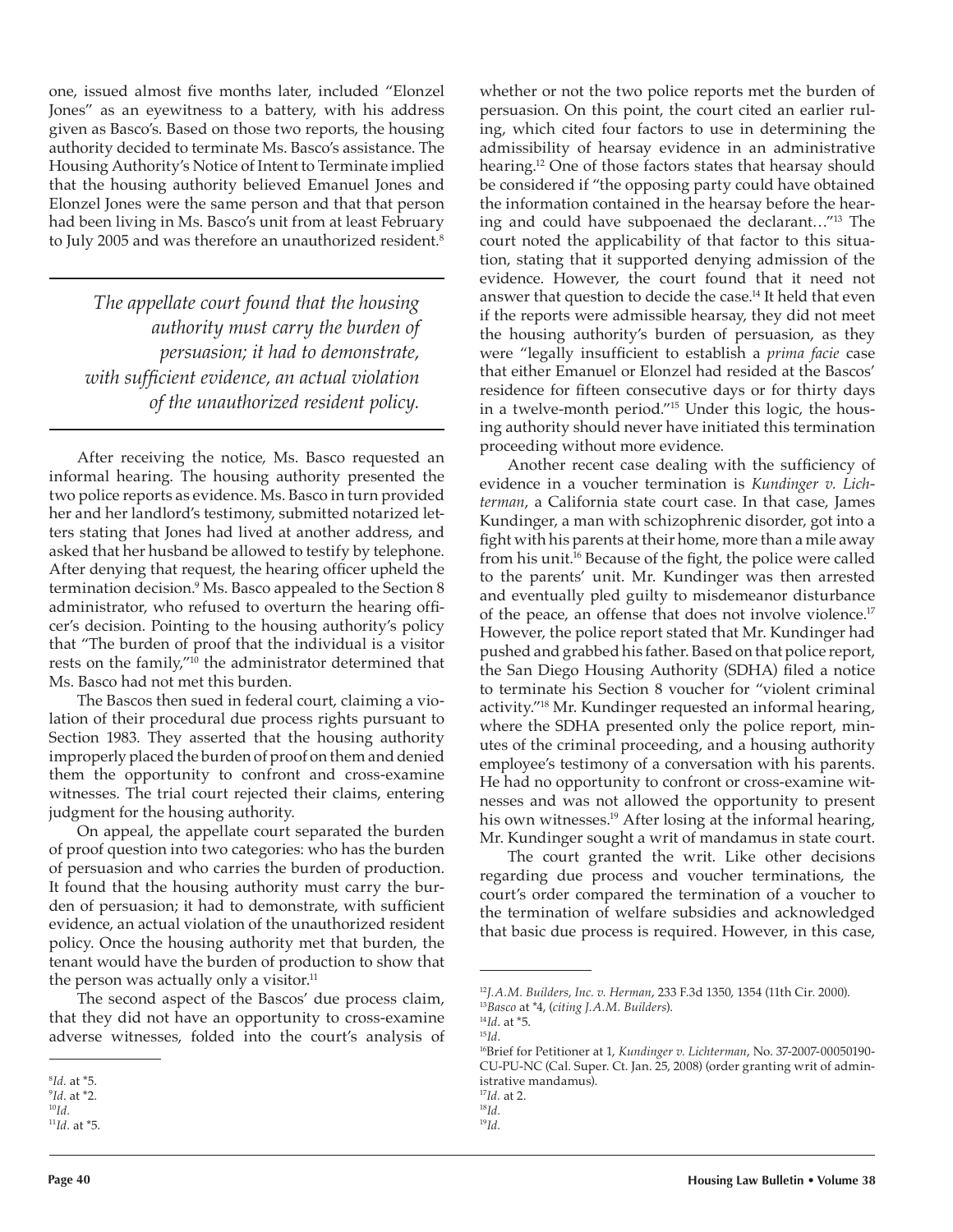one, issued almost five months later, included "Elonzel Jones" as an eyewitness to a battery, with his address given as Basco's. Based on those two reports, the housing authority decided to terminate Ms. Basco's assistance. The Housing Authority's Notice of Intent to Terminate implied that the housing authority believed Emanuel Jones and Elonzel Jones were the same person and that that person had been living in Ms. Basco's unit from at least February to July 2005 and was therefore an unauthorized resident.[8]

> *The appellate court found that the housing authority must carry the burden of persuasion; it had to demonstrate, with sufficient evidence, an actual violation of the unauthorized resident policy.*

After receiving the notice, Ms. Basco requested an informal hearing. The housing authority presented the two police reports as evidence. Ms. Basco in turn provided her and her landlord's testimony, submitted notarized letters stating that Jones had lived at another address, and asked that her husband be allowed to testify by telephone. After denying that request, the hearing officer upheld the termination decision.[9] Ms. Basco appealed to the Section 8 administrator, who refused to overturn the hearing officer's decision. Pointing to the housing authority's policy that "The burden of proof that the individual is a visitor rests on the family,"[10] the administrator determined that Ms. Basco had not met this burden.

The Bascos then sued in federal court, claiming a violation of their procedural due process rights pursuant to Section 1983. They asserted that the housing authority improperly placed the burden of proof on them and denied them the opportunity to confront and cross-examine witnesses. The trial court rejected their claims, entering judgment for the housing authority.

On appeal, the appellate court separated the burden of proof question into two categories: who has the burden of persuasion and who carries the burden of production. It found that the housing authority must carry the burden of persuasion; it had to demonstrate, with sufficient evidence, an actual violation of the unauthorized resident policy. Once the housing authority met that burden, the tenant would have the burden of production to show that the person was actually only a visitor.[11]

The second aspect of the Bascos' due process claim, that they did not have an opportunity to cross-examine adverse witnesses, folded into the court's analysis of whether or not the two police reports met the burden of persuasion. On this point, the court cited an earlier ruling, which cited four factors to use in determining the admissibility of hearsay evidence in an administrative hearing.[12] One of those factors states that hearsay should be considered if "the opposing party could have obtained the information contained in the hearsay before the hearing and could have subpoenaed the declarant…"[13] The court noted the applicability of that factor to this situation, stating that it supported denying admission of the evidence. However, the court found that it need not answer that question to decide the case.[14] It held that even if the reports were admissible hearsay, they did not meet the housing authority's burden of persuasion, as they were "legally insufficient to establish a *prima facie* case that either Emanuel or Elonzel had resided at the Bascos' residence for fifteen consecutive days or for thirty days in a twelve-month period."[15] Under this logic, the housing authority should never have initiated this termination proceeding without more evidence.

Another recent case dealing with the sufficiency of evidence in a voucher termination is *Kundinger v. Lichterman*, a California state court case. In that case, James Kundinger, a man with schizophrenic disorder, got into a fight with his parents at their home, more than a mile away from his unit.[16] Because of the fight, the police were called to the parents' unit. Mr. Kundinger was then arrested and eventually pled guilty to misdemeanor disturbance of the peace, an offense that does not involve violence.[17] However, the police report stated that Mr. Kundinger had pushed and grabbed his father. Based on that police report, the San Diego Housing Authority (SDHA) filed a notice to terminate his Section 8 voucher for "violent criminal activity."[18] Mr. Kundinger requested an informal hearing, where the SDHA presented only the police report, minutes of the criminal proceeding, and a housing authority employee's testimony of a conversation with his parents. He had no opportunity to confront or cross-examine witnesses and was not allowed the opportunity to present his own witnesses.[19] After losing at the informal hearing, Mr. Kundinger sought a writ of mandamus in state court.

The court granted the writ. Like other decisions regarding due process and voucher terminations, the court's order compared the termination of a voucher to the termination of welfare subsidies and acknowledged that basic due process is required. However, in this case,

---

[8] *Id.* at *5.
[9] *Id.* at *2.
[10] *Id.*
[11] *Id.* at *5.
[12] *J.A.M. Builders, Inc. v. Herman*, 233 F.3d 1350, 1354 (11th Cir. 2000).
[13] *Basco* at *4, (*citing J.A.M. Builders*).
[14] *Id.* at *5.
[15] *Id.*
[16] Brief for Petitioner at 1, *Kundinger v. Lichterman*, No. 37-2007-00050190-CU-PU-NC (Cal. Super. Ct. Jan. 25, 2008) (order granting writ of administrative mandamus).
[17] *Id.* at 2.
[18] *Id.*
[19] *Id.*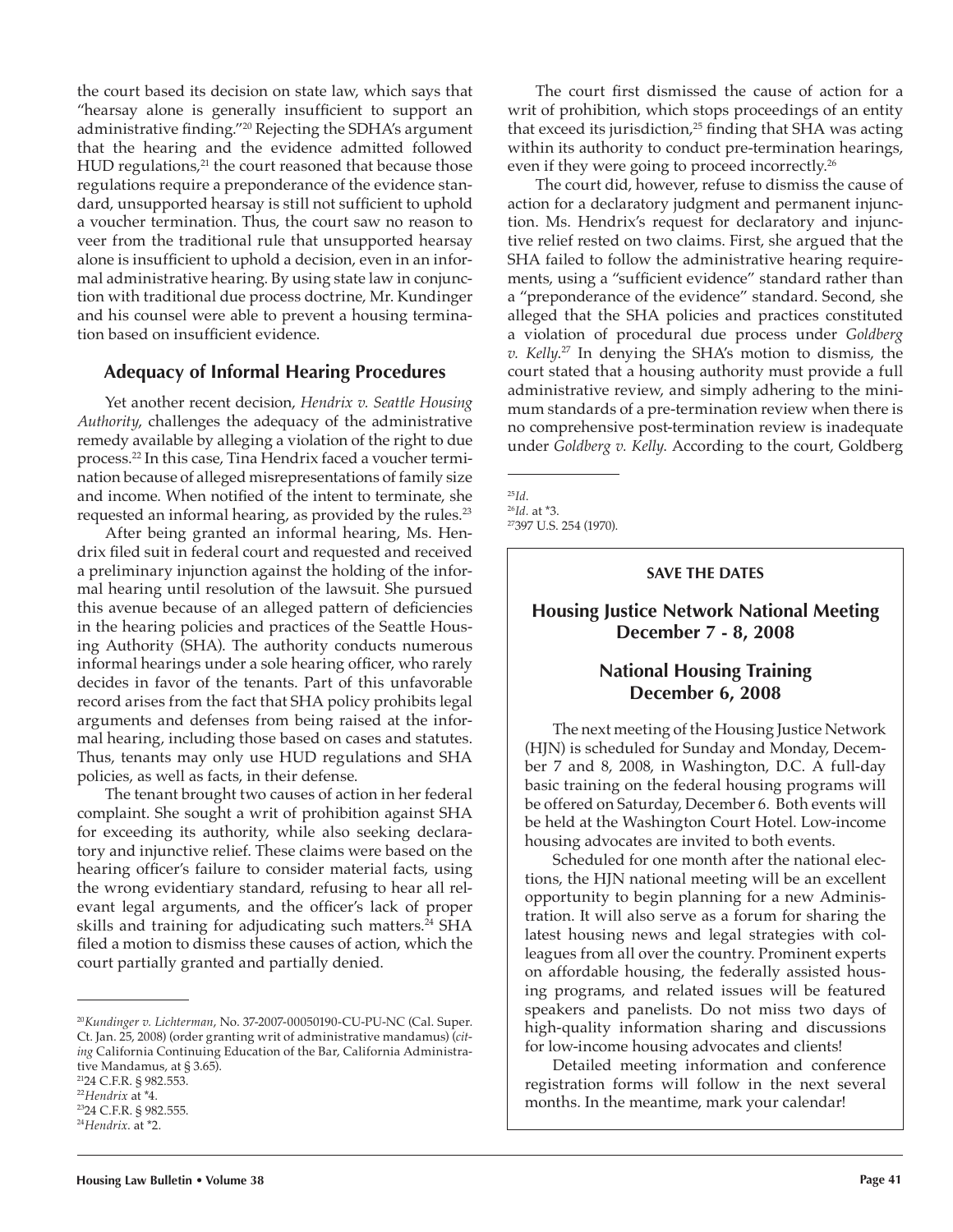the court based its decision on state law, which says that "hearsay alone is generally insufficient to support an administrative finding."[20] Rejecting the SDHA's argument that the hearing and the evidence admitted followed HUD regulations,[21] the court reasoned that because those regulations require a preponderance of the evidence standard, unsupported hearsay is still not sufficient to uphold a voucher termination. Thus, the court saw no reason to veer from the traditional rule that unsupported hearsay alone is insufficient to uphold a decision, even in an informal administrative hearing. By using state law in conjunction with traditional due process doctrine, Mr. Kundinger and his counsel were able to prevent a housing termination based on insufficient evidence.

## Adequacy of Informal Hearing Procedures

Yet another recent decision, *Hendrix v. Seattle Housing Authority*, challenges the adequacy of the administrative remedy available by alleging a violation of the right to due process.[22] In this case, Tina Hendrix faced a voucher termination because of alleged misrepresentations of family size and income. When notified of the intent to terminate, she requested an informal hearing, as provided by the rules.[23]

After being granted an informal hearing, Ms. Hendrix filed suit in federal court and requested and received a preliminary injunction against the holding of the informal hearing until resolution of the lawsuit. She pursued this avenue because of an alleged pattern of deficiencies in the hearing policies and practices of the Seattle Housing Authority (SHA). The authority conducts numerous informal hearings under a sole hearing officer, who rarely decides in favor of the tenants. Part of this unfavorable record arises from the fact that SHA policy prohibits legal arguments and defenses from being raised at the informal hearing, including those based on cases and statutes. Thus, tenants may only use HUD regulations and SHA policies, as well as facts, in their defense.

The tenant brought two causes of action in her federal complaint. She sought a writ of prohibition against SHA for exceeding its authority, while also seeking declaratory and injunctive relief. These claims were based on the hearing officer's failure to consider material facts, using the wrong evidentiary standard, refusing to hear all relevant legal arguments, and the officer's lack of proper skills and training for adjudicating such matters.[24] SHA filed a motion to dismiss these causes of action, which the court partially granted and partially denied.

The court first dismissed the cause of action for a writ of prohibition, which stops proceedings of an entity that exceed its jurisdiction,[25] finding that SHA was acting within its authority to conduct pre-termination hearings, even if they were going to proceed incorrectly.[26]

The court did, however, refuse to dismiss the cause of action for a declaratory judgment and permanent injunction. Ms. Hendrix's request for declaratory and injunctive relief rested on two claims. First, she argued that the SHA failed to follow the administrative hearing requirements, using a "sufficient evidence" standard rather than a "preponderance of the evidence" standard. Second, she alleged that the SHA policies and practices constituted a violation of procedural due process under *Goldberg v. Kelly*.[27] In denying the SHA's motion to dismiss, the court stated that a housing authority must provide a full administrative review, and simply adhering to the minimum standards of a pre-termination review when there is no comprehensive post-termination review is inadequate under *Goldberg v. Kelly*. According to the court, Goldberg

---

[20] *Kundinger v. Lichterman*, No. 37-2007-00050190-CU-PU-NC (Cal. Super. Ct. Jan. 25, 2008) (order granting writ of administrative mandamus) (*citing* California Continuing Education of the Bar, California Administrative Mandamus, at § 3.65).

[21] 24 C.F.R. § 982.553.

[22] *Hendrix* at *4.

[23] 24 C.F.R. § 982.555.

[24] *Hendrix*. at *2.

[25] *Id*.

[26] *Id*. at *3.

[27] 397 U.S. 254 (1970).

---

**SAVE THE DATES**

### Housing Justice Network National Meeting December 7 - 8, 2008

### National Housing Training December 6, 2008

The next meeting of the Housing Justice Network (HJN) is scheduled for Sunday and Monday, December 7 and 8, 2008, in Washington, D.C. A full-day basic training on the federal housing programs will be offered on Saturday, December 6. Both events will be held at the Washington Court Hotel. Low-income housing advocates are invited to both events.

Scheduled for one month after the national elections, the HJN national meeting will be an excellent opportunity to begin planning for a new Administration. It will also serve as a forum for sharing the latest housing news and legal strategies with colleagues from all over the country. Prominent experts on affordable housing, the federally assisted housing programs, and related issues will be featured speakers and panelists. Do not miss two days of high-quality information sharing and discussions for low-income housing advocates and clients!

Detailed meeting information and conference registration forms will follow in the next several months. In the meantime, mark your calendar!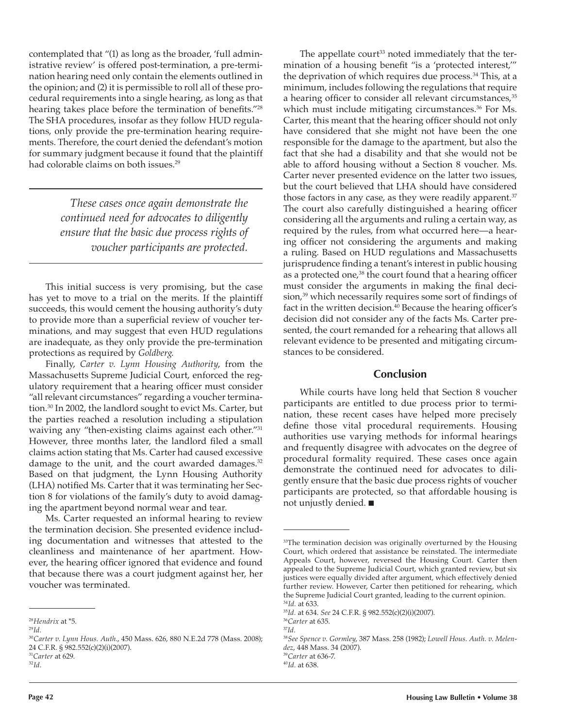contemplated that "(1) as long as the broader, 'full administrative review' is offered post-termination, a pre-termination hearing need only contain the elements outlined in the opinion; and (2) it is permissible to roll all of these procedural requirements into a single hearing, as long as that hearing takes place before the termination of benefits."[28] The SHA procedures, insofar as they follow HUD regulations, only provide the pre-termination hearing requirements. Therefore, the court denied the defendant's motion for summary judgment because it found that the plaintiff had colorable claims on both issues.[29]

> *These cases once again demonstrate the continued need for advocates to diligently ensure that the basic due process rights of voucher participants are protected.*

This initial success is very promising, but the case has yet to move to a trial on the merits. If the plaintiff succeeds, this would cement the housing authority's duty to provide more than a superficial review of voucher terminations, and may suggest that even HUD regulations are inadequate, as they only provide the pre-termination protections as required by *Goldberg*.

Finally, *Carter v. Lynn Housing Authority*, from the Massachusetts Supreme Judicial Court, enforced the regulatory requirement that a hearing officer must consider "all relevant circumstances" regarding a voucher termination.[30] In 2002, the landlord sought to evict Ms. Carter, but the parties reached a resolution including a stipulation waiving any "then-existing claims against each other."[31] However, three months later, the landlord filed a small claims action stating that Ms. Carter had caused excessive damage to the unit, and the court awarded damages.[32] Based on that judgment, the Lynn Housing Authority (LHA) notified Ms. Carter that it was terminating her Section 8 for violations of the family's duty to avoid damaging the apartment beyond normal wear and tear.

Ms. Carter requested an informal hearing to review the termination decision. She presented evidence including documentation and witnesses that attested to the cleanliness and maintenance of her apartment. However, the hearing officer ignored that evidence and found that because there was a court judgment against her, her voucher was terminated.

The appellate court[33] noted immediately that the termination of a housing benefit "is a 'protected interest,'" the deprivation of which requires due process.[34] This, at a minimum, includes following the regulations that require a hearing officer to consider all relevant circumstances,[35] which must include mitigating circumstances.[36] For Ms. Carter, this meant that the hearing officer should not only have considered that she might not have been the one responsible for the damage to the apartment, but also the fact that she had a disability and that she would not be able to afford housing without a Section 8 voucher. Ms. Carter never presented evidence on the latter two issues, but the court believed that LHA should have considered those factors in any case, as they were readily apparent.[37] The court also carefully distinguished a hearing officer considering all the arguments and ruling a certain way, as required by the rules, from what occurred here—a hearing officer not considering the arguments and making a ruling. Based on HUD regulations and Massachusetts jurisprudence finding a tenant's interest in public housing as a protected one,[38] the court found that a hearing officer must consider the arguments in making the final decision,[39] which necessarily requires some sort of findings of fact in the written decision.[40] Because the hearing officer's decision did not consider any of the facts Ms. Carter presented, the court remanded for a rehearing that allows all relevant evidence to be presented and mitigating circumstances to be considered.

## Conclusion

While courts have long held that Section 8 voucher participants are entitled to due process prior to termination, these recent cases have helped more precisely define those vital procedural requirements. Housing authorities use varying methods for informal hearings and frequently disagree with advocates on the degree of procedural formality required. These cases once again demonstrate the continued need for advocates to diligently ensure that the basic due process rights of voucher participants are protected, so that affordable housing is not unjustly denied. ■

---

[28]*Hendrix* at *5.
[29]*Id*.
[30]*Carter v. Lynn Hous. Auth*., 450 Mass. 626, 880 N.E.2d 778 (Mass. 2008); 24 C.F.R. § 982.552(c)(2)(i)(2007).
[31]*Carter* at 629.
[32]*Id*.

[33]The termination decision was originally overturned by the Housing Court, which ordered that assistance be reinstated. The intermediate Appeals Court, however, reversed the Housing Court. Carter then appealed to the Supreme Judicial Court, which granted review, but six justices were equally divided after argument, which effectively denied further review. However, Carter then petitioned for rehearing, which the Supreme Judicial Court granted, leading to the current opinion.
[34]*Id*. at 633.
[35]*Id*. at 634. *See* 24 C.F.R. § 982.552(c)(2)(i)(2007).
[36]*Carter* at 635.
[37]*Id*.
[38]*See Spence v. Gormley*, 387 Mass. 258 (1982); *Lowell Hous. Auth. v. Melendez*, 448 Mass. 34 (2007).
[39]*Carter* at 636-7.
[40]*Id*. at 638.